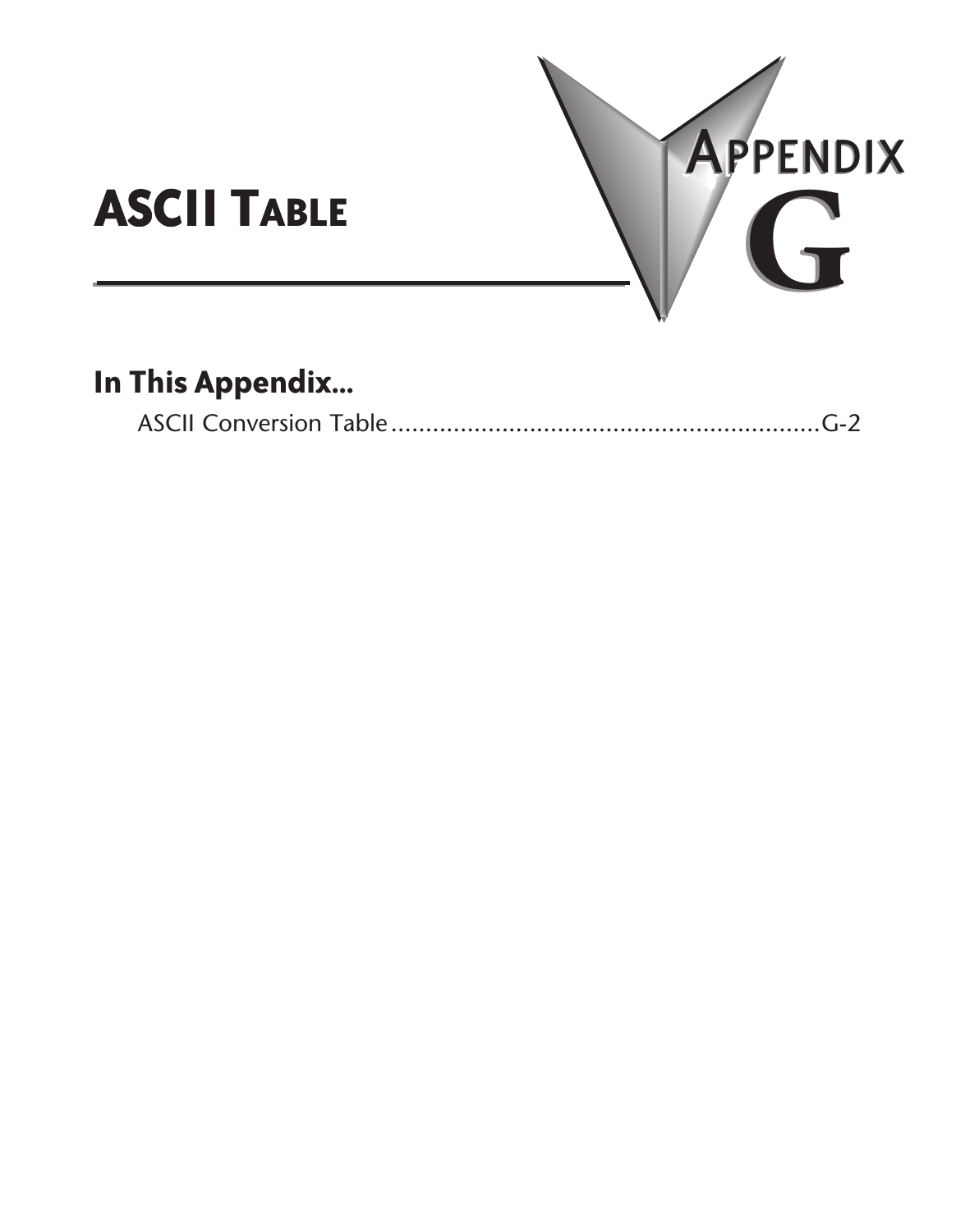# ASCII Table

# Appendix G

## In This Appendix...

ASCII Conversion Table ................................................................G-2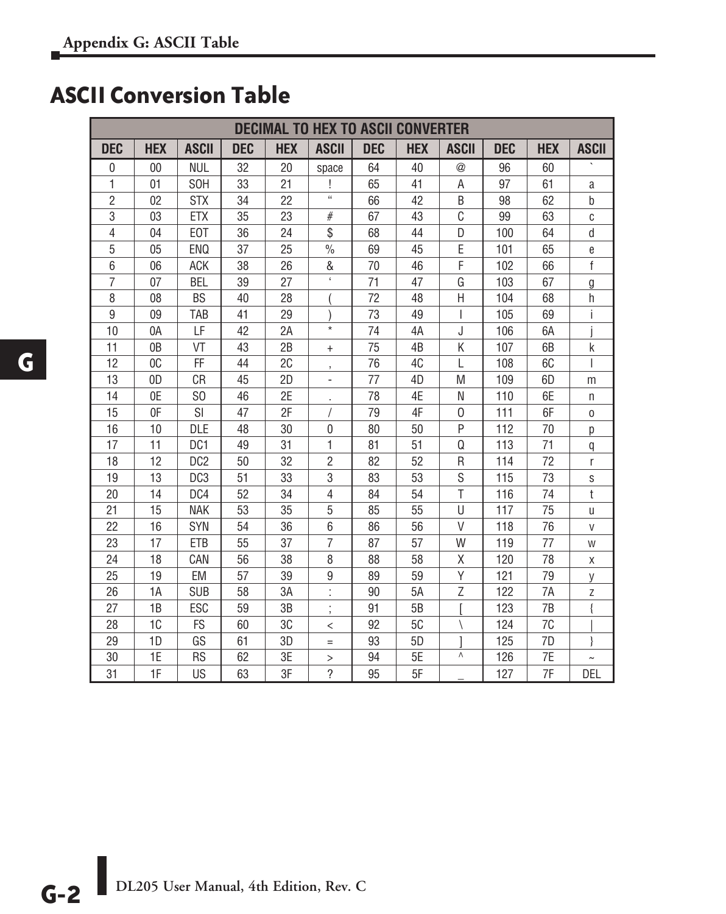# ASCII Conversion Table

| DECIMAL TO HEX TO ASCII CONVERTER | | | | | | | | | | | |
|---|---|---|---|---|---|---|---|---|---|---|---|
| DEC | HEX | ASCII | DEC | HEX | ASCII | DEC | HEX | ASCII | DEC | HEX | ASCII |
| 0 | 00 | NUL | 32 | 20 | space | 64 | 40 | @ | 96 | 60 | ` |
| 1 | 01 | SOH | 33 | 21 | ! | 65 | 41 | A | 97 | 61 | a |
| 2 | 02 | STX | 34 | 22 | " | 66 | 42 | B | 98 | 62 | b |
| 3 | 03 | ETX | 35 | 23 | # | 67 | 43 | C | 99 | 63 | c |
| 4 | 04 | EOT | 36 | 24 | $ | 68 | 44 | D | 100 | 64 | d |
| 5 | 05 | ENQ | 37 | 25 | % | 69 | 45 | E | 101 | 65 | e |
| 6 | 06 | ACK | 38 | 26 | & | 70 | 46 | F | 102 | 66 | f |
| 7 | 07 | BEL | 39 | 27 | ' | 71 | 47 | G | 103 | 67 | g |
| 8 | 08 | BS | 40 | 28 | ( | 72 | 48 | H | 104 | 68 | h |
| 9 | 09 | TAB | 41 | 29 | ) | 73 | 49 | I | 105 | 69 | i |
| 10 | 0A | LF | 42 | 2A | * | 74 | 4A | J | 106 | 6A | j |
| 11 | 0B | VT | 43 | 2B | + | 75 | 4B | K | 107 | 6B | k |
| 12 | 0C | FF | 44 | 2C | , | 76 | 4C | L | 108 | 6C | l |
| 13 | 0D | CR | 45 | 2D | - | 77 | 4D | M | 109 | 6D | m |
| 14 | 0E | SO | 46 | 2E | . | 78 | 4E | N | 110 | 6E | n |
| 15 | 0F | SI | 47 | 2F | / | 79 | 4F | O | 111 | 6F | o |
| 16 | 10 | DLE | 48 | 30 | 0 | 80 | 50 | P | 112 | 70 | p |
| 17 | 11 | DC1 | 49 | 31 | 1 | 81 | 51 | Q | 113 | 71 | q |
| 18 | 12 | DC2 | 50 | 32 | 2 | 82 | 52 | R | 114 | 72 | r |
| 19 | 13 | DC3 | 51 | 33 | 3 | 83 | 53 | S | 115 | 73 | s |
| 20 | 14 | DC4 | 52 | 34 | 4 | 84 | 54 | T | 116 | 74 | t |
| 21 | 15 | NAK | 53 | 35 | 5 | 85 | 55 | U | 117 | 75 | u |
| 22 | 16 | SYN | 54 | 36 | 6 | 86 | 56 | V | 118 | 76 | v |
| 23 | 17 | ETB | 55 | 37 | 7 | 87 | 57 | W | 119 | 77 | w |
| 24 | 18 | CAN | 56 | 38 | 8 | 88 | 58 | X | 120 | 78 | x |
| 25 | 19 | EM | 57 | 39 | 9 | 89 | 59 | Y | 121 | 79 | y |
| 26 | 1A | SUB | 58 | 3A | : | 90 | 5A | Z | 122 | 7A | z |
| 27 | 1B | ESC | 59 | 3B | ; | 91 | 5B | [ | 123 | 7B | { |
| 28 | 1C | FS | 60 | 3C | < | 92 | 5C | \ | 124 | 7C | \| |
| 29 | 1D | GS | 61 | 3D | = | 93 | 5D | ] | 125 | 7D | } |
| 30 | 1E | RS | 62 | 3E | > | 94 | 5E | ^ | 126 | 7E | ~ |
| 31 | 1F | US | 63 | 3F | ? | 95 | 5F | _ | 127 | 7F | DEL |